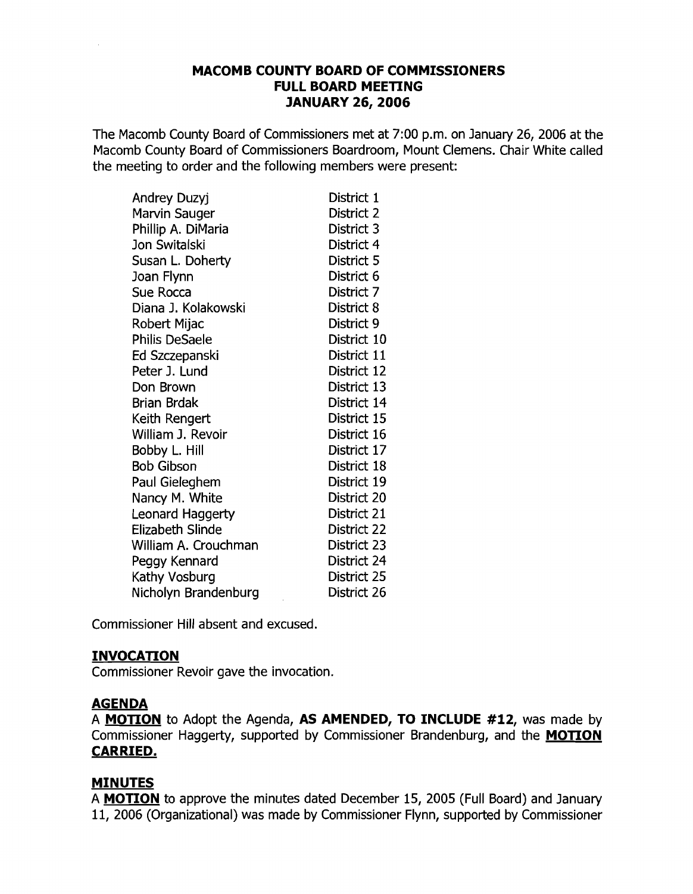# MACOMB COUNTY BOARD OF COMMISSIONERS
## FULL BOARD MEETING
## JANUARY 26, 2006

The Macomb County Board of Commissioners met at 7:00 p.m. on January 26, 2006 at the Macomb County Board of Commissioners Boardroom, Mount Clemens. Chair White called the meeting to order and the following members were present:

| | |
|---|---|
| Andrey Duzyj | District 1 |
| Marvin Sauger | District 2 |
| Phillip A. DiMaria | District 3 |
| Jon Switalski | District 4 |
| Susan L. Doherty | District 5 |
| Joan Flynn | District 6 |
| Sue Rocca | District 7 |
| Diana J. Kolakowski | District 8 |
| Robert Mijac | District 9 |
| Philis DeSaele | District 10 |
| Ed Szczepanski | District 11 |
| Peter J. Lund | District 12 |
| Don Brown | District 13 |
| Brian Brdak | District 14 |
| Keith Rengert | District 15 |
| William J. Revoir | District 16 |
| Bobby L. Hill | District 17 |
| Bob Gibson | District 18 |
| Paul Gieleghem | District 19 |
| Nancy M. White | District 20 |
| Leonard Haggerty | District 21 |
| Elizabeth Slinde | District 22 |
| William A. Crouchman | District 23 |
| Peggy Kennard | District 24 |
| Kathy Vosburg | District 25 |
| Nicholyn Brandenburg | District 26 |

Commissioner Hill absent and excused.

### INVOCATION

Commissioner Revoir gave the invocation.

### AGENDA

A **MOTION** to Adopt the Agenda, **AS AMENDED, TO INCLUDE #12**, was made by Commissioner Haggerty, supported by Commissioner Brandenburg, and the **MOTION CARRIED.**

### MINUTES

A **MOTION** to approve the minutes dated December 15, 2005 (Full Board) and January 11, 2006 (Organizational) was made by Commissioner Flynn, supported by Commissioner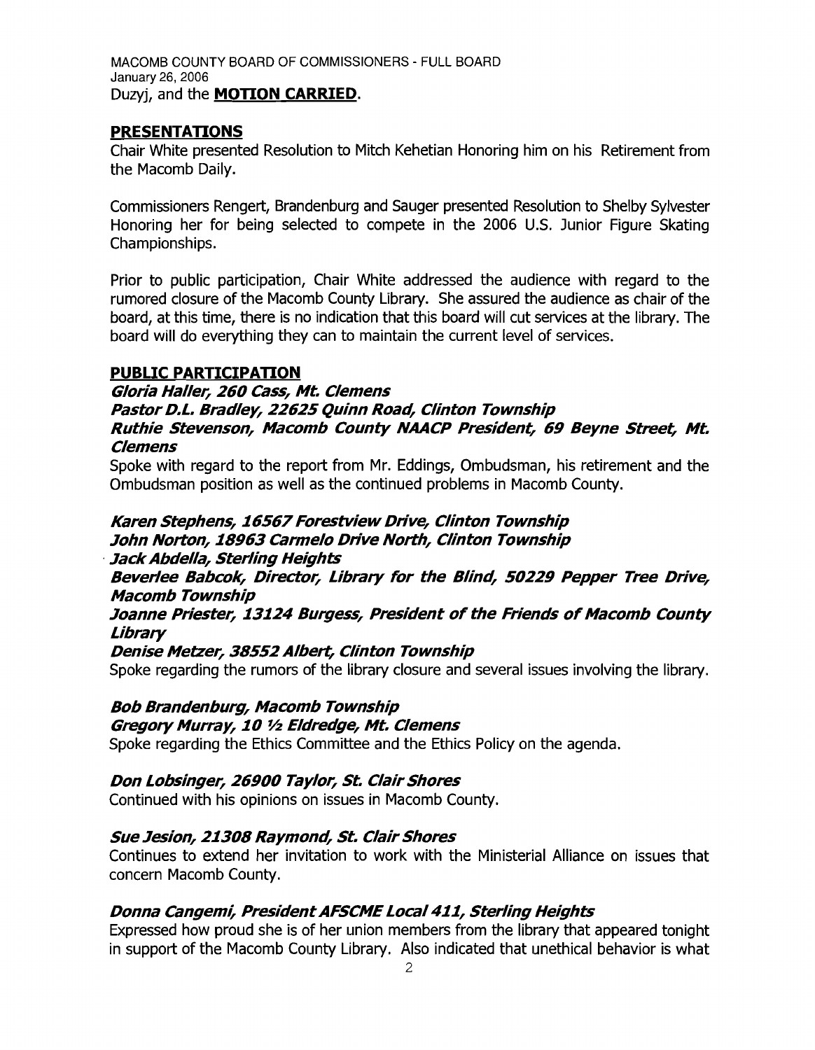Duzyj, and the **MOTION CARRIED**.

## PRESENTATIONS

Chair White presented Resolution to Mitch Kehetian Honoring him on his Retirement from the Macomb Daily.

Commissioners Rengert, Brandenburg and Sauger presented Resolution to Shelby Sylvester Honoring her for being selected to compete in the 2006 U.S. Junior Figure Skating Championships.

Prior to public participation, Chair White addressed the audience with regard to the rumored closure of the Macomb County Library. She assured the audience as chair of the board, at this time, there is no indication that this board will cut services at the library. The board will do everything they can to maintain the current level of services.

## PUBLIC PARTICIPATION

***Gloria Haller, 260 Cass, Mt. Clemens***
***Pastor D.L. Bradley, 22625 Quinn Road, Clinton Township***
***Ruthie Stevenson, Macomb County NAACP President, 69 Beyne Street, Mt. Clemens***

Spoke with regard to the report from Mr. Eddings, Ombudsman, his retirement and the Ombudsman position as well as the continued problems in Macomb County.

***Karen Stephens, 16567 Forestview Drive, Clinton Township***
***John Norton, 18963 Carmelo Drive North, Clinton Township***
***Jack Abdella, Sterling Heights***
***Beverlee Babcok, Director, Library for the Blind, 50229 Pepper Tree Drive, Macomb Township***
***Joanne Priester, 13124 Burgess, President of the Friends of Macomb County Library***
***Denise Metzer, 38552 Albert, Clinton Township***

Spoke regarding the rumors of the library closure and several issues involving the library.

***Bob Brandenburg, Macomb Township***
***Gregory Murray, 10 ½ Eldredge, Mt. Clemens***

Spoke regarding the Ethics Committee and the Ethics Policy on the agenda.

***Don Lobsinger, 26900 Taylor, St. Clair Shores***

Continued with his opinions on issues in Macomb County.

***Sue Jesion, 21308 Raymond, St. Clair Shores***

Continues to extend her invitation to work with the Ministerial Alliance on issues that concern Macomb County.

***Donna Cangemi, President AFSCME Local 411, Sterling Heights***

Expressed how proud she is of her union members from the library that appeared tonight in support of the Macomb County Library. Also indicated that unethical behavior is what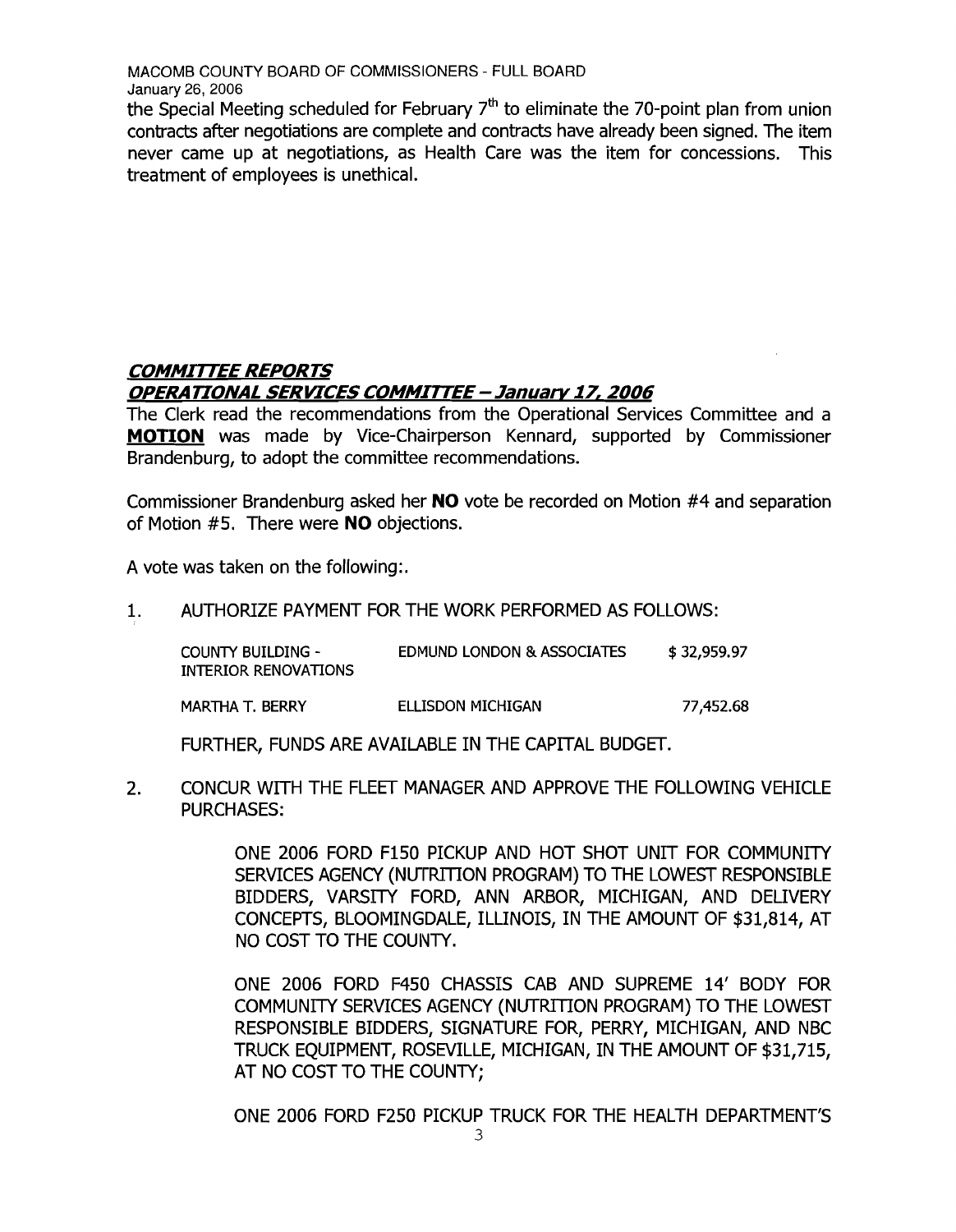the Special Meeting scheduled for February 7th to eliminate the 70-point plan from union contracts after negotiations are complete and contracts have already been signed. The item never came up at negotiations, as Health Care was the item for concessions. This treatment of employees is unethical.

## *COMMITTEE REPORTS*

## *OPERATIONAL SERVICES COMMITTEE – January 17, 2006*

The Clerk read the recommendations from the Operational Services Committee and a **MOTION** was made by Vice-Chairperson Kennard, supported by Commissioner Brandenburg, to adopt the committee recommendations.

Commissioner Brandenburg asked her **NO** vote be recorded on Motion #4 and separation of Motion #5. There were **NO** objections.

A vote was taken on the following:.

1. AUTHORIZE PAYMENT FOR THE WORK PERFORMED AS FOLLOWS:

| | | |
|---|---|---|
| COUNTY BUILDING - INTERIOR RENOVATIONS | EDMUND LONDON & ASSOCIATES | $ 32,959.97 |
| MARTHA T. BERRY | ELLISDON MICHIGAN | 77,452.68 |

   FURTHER, FUNDS ARE AVAILABLE IN THE CAPITAL BUDGET.

2. CONCUR WITH THE FLEET MANAGER AND APPROVE THE FOLLOWING VEHICLE PURCHASES:

   ONE 2006 FORD F150 PICKUP AND HOT SHOT UNIT FOR COMMUNITY SERVICES AGENCY (NUTRITION PROGRAM) TO THE LOWEST RESPONSIBLE BIDDERS, VARSITY FORD, ANN ARBOR, MICHIGAN, AND DELIVERY CONCEPTS, BLOOMINGDALE, ILLINOIS, IN THE AMOUNT OF $31,814, AT NO COST TO THE COUNTY.

   ONE 2006 FORD F450 CHASSIS CAB AND SUPREME 14' BODY FOR COMMUNITY SERVICES AGENCY (NUTRITION PROGRAM) TO THE LOWEST RESPONSIBLE BIDDERS, SIGNATURE FOR, PERRY, MICHIGAN, AND NBC TRUCK EQUIPMENT, ROSEVILLE, MICHIGAN, IN THE AMOUNT OF $31,715, AT NO COST TO THE COUNTY;

   ONE 2006 FORD F250 PICKUP TRUCK FOR THE HEALTH DEPARTMENT'S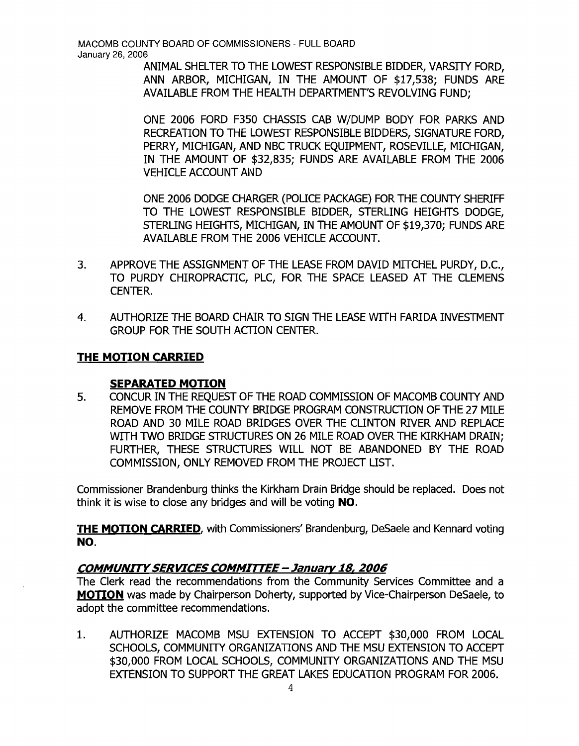ANIMAL SHELTER TO THE LOWEST RESPONSIBLE BIDDER, VARSITY FORD, ANN ARBOR, MICHIGAN, IN THE AMOUNT OF $17,538; FUNDS ARE AVAILABLE FROM THE HEALTH DEPARTMENT'S REVOLVING FUND;

ONE 2006 FORD F350 CHASSIS CAB W/DUMP BODY FOR PARKS AND RECREATION TO THE LOWEST RESPONSIBLE BIDDERS, SIGNATURE FORD, PERRY, MICHIGAN, AND NBC TRUCK EQUIPMENT, ROSEVILLE, MICHIGAN, IN THE AMOUNT OF $32,835; FUNDS ARE AVAILABLE FROM THE 2006 VEHICLE ACCOUNT AND

ONE 2006 DODGE CHARGER (POLICE PACKAGE) FOR THE COUNTY SHERIFF TO THE LOWEST RESPONSIBLE BIDDER, STERLING HEIGHTS DODGE, STERLING HEIGHTS, MICHIGAN, IN THE AMOUNT OF $19,370; FUNDS ARE AVAILABLE FROM THE 2006 VEHICLE ACCOUNT.

3. APPROVE THE ASSIGNMENT OF THE LEASE FROM DAVID MITCHEL PURDY, D.C., TO PURDY CHIROPRACTIC, PLC, FOR THE SPACE LEASED AT THE CLEMENS CENTER.

4. AUTHORIZE THE BOARD CHAIR TO SIGN THE LEASE WITH FARIDA INVESTMENT GROUP FOR THE SOUTH ACTION CENTER.

**THE MOTION CARRIED**

**SEPARATED MOTION**

5. CONCUR IN THE REQUEST OF THE ROAD COMMISSION OF MACOMB COUNTY AND REMOVE FROM THE COUNTY BRIDGE PROGRAM CONSTRUCTION OF THE 27 MILE ROAD AND 30 MILE ROAD BRIDGES OVER THE CLINTON RIVER AND REPLACE WITH TWO BRIDGE STRUCTURES ON 26 MILE ROAD OVER THE KIRKHAM DRAIN; FURTHER, THESE STRUCTURES WILL NOT BE ABANDONED BY THE ROAD COMMISSION, ONLY REMOVED FROM THE PROJECT LIST.

Commissioner Brandenburg thinks the Kirkham Drain Bridge should be replaced. Does not think it is wise to close any bridges and will be voting **NO**.

**THE MOTION CARRIED**, with Commissioners' Brandenburg, DeSaele and Kennard voting **NO**.

***COMMUNITY SERVICES COMMITTEE – January 18, 2006***

The Clerk read the recommendations from the Community Services Committee and a **MOTION** was made by Chairperson Doherty, supported by Vice-Chairperson DeSaele, to adopt the committee recommendations.

1. AUTHORIZE MACOMB MSU EXTENSION TO ACCEPT $30,000 FROM LOCAL SCHOOLS, COMMUNITY ORGANIZATIONS AND THE MSU EXTENSION TO ACCEPT $30,000 FROM LOCAL SCHOOLS, COMMUNITY ORGANIZATIONS AND THE MSU EXTENSION TO SUPPORT THE GREAT LAKES EDUCATION PROGRAM FOR 2006.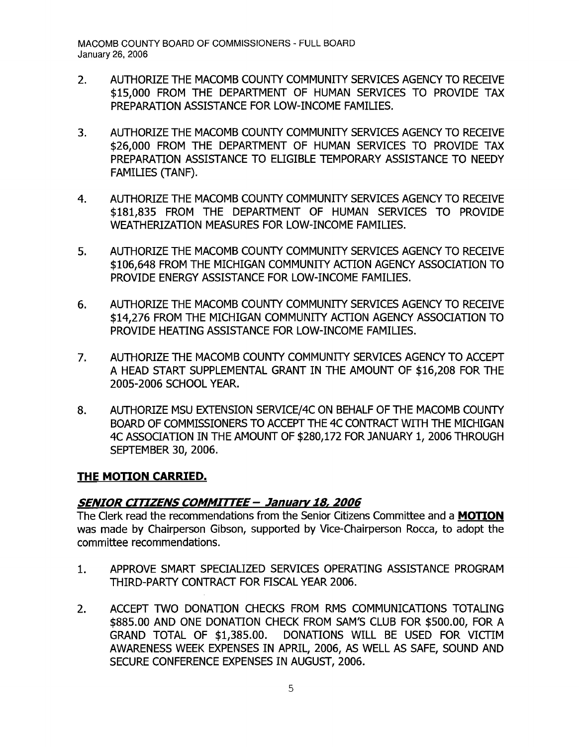2. AUTHORIZE THE MACOMB COUNTY COMMUNITY SERVICES AGENCY TO RECEIVE $15,000 FROM THE DEPARTMENT OF HUMAN SERVICES TO PROVIDE TAX PREPARATION ASSISTANCE FOR LOW-INCOME FAMILIES.

3. AUTHORIZE THE MACOMB COUNTY COMMUNITY SERVICES AGENCY TO RECEIVE $26,000 FROM THE DEPARTMENT OF HUMAN SERVICES TO PROVIDE TAX PREPARATION ASSISTANCE TO ELIGIBLE TEMPORARY ASSISTANCE TO NEEDY FAMILIES (TANF).

4. AUTHORIZE THE MACOMB COUNTY COMMUNITY SERVICES AGENCY TO RECEIVE $181,835 FROM THE DEPARTMENT OF HUMAN SERVICES TO PROVIDE WEATHERIZATION MEASURES FOR LOW-INCOME FAMILIES.

5. AUTHORIZE THE MACOMB COUNTY COMMUNITY SERVICES AGENCY TO RECEIVE $106,648 FROM THE MICHIGAN COMMUNITY ACTION AGENCY ASSOCIATION TO PROVIDE ENERGY ASSISTANCE FOR LOW-INCOME FAMILIES.

6. AUTHORIZE THE MACOMB COUNTY COMMUNITY SERVICES AGENCY TO RECEIVE $14,276 FROM THE MICHIGAN COMMUNITY ACTION AGENCY ASSOCIATION TO PROVIDE HEATING ASSISTANCE FOR LOW-INCOME FAMILIES.

7. AUTHORIZE THE MACOMB COUNTY COMMUNITY SERVICES AGENCY TO ACCEPT A HEAD START SUPPLEMENTAL GRANT IN THE AMOUNT OF $16,208 FOR THE 2005-2006 SCHOOL YEAR.

8. AUTHORIZE MSU EXTENSION SERVICE/4C ON BEHALF OF THE MACOMB COUNTY BOARD OF COMMISSIONERS TO ACCEPT THE 4C CONTRACT WITH THE MICHIGAN 4C ASSOCIATION IN THE AMOUNT OF $280,172 FOR JANUARY 1, 2006 THROUGH SEPTEMBER 30, 2006.

**THE MOTION CARRIED.**

## ***SENIOR CITIZENS COMMITTEE – January 18, 2006***

The Clerk read the recommendations from the Senior Citizens Committee and a **MOTION** was made by Chairperson Gibson, supported by Vice-Chairperson Rocca, to adopt the committee recommendations.

1. APPROVE SMART SPECIALIZED SERVICES OPERATING ASSISTANCE PROGRAM THIRD-PARTY CONTRACT FOR FISCAL YEAR 2006.

2. ACCEPT TWO DONATION CHECKS FROM RMS COMMUNICATIONS TOTALING $885.00 AND ONE DONATION CHECK FROM SAM'S CLUB FOR $500.00, FOR A GRAND TOTAL OF $1,385.00. DONATIONS WILL BE USED FOR VICTIM AWARENESS WEEK EXPENSES IN APRIL, 2006, AS WELL AS SAFE, SOUND AND SECURE CONFERENCE EXPENSES IN AUGUST, 2006.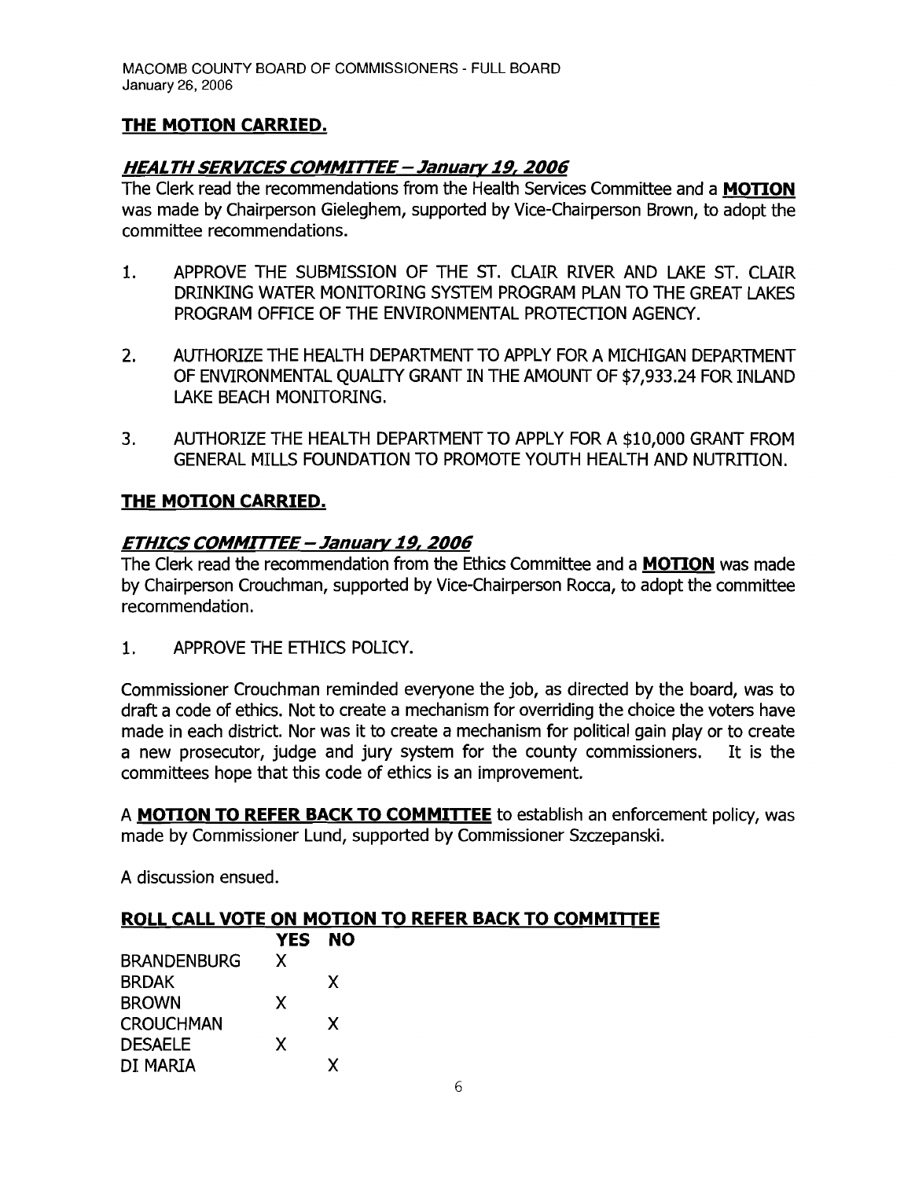**THE MOTION CARRIED.**

***HEALTH SERVICES COMMITTEE – January 19, 2006***

The Clerk read the recommendations from the Health Services Committee and a **MOTION** was made by Chairperson Gieleghem, supported by Vice-Chairperson Brown, to adopt the committee recommendations.

1. APPROVE THE SUBMISSION OF THE ST. CLAIR RIVER AND LAKE ST. CLAIR DRINKING WATER MONITORING SYSTEM PROGRAM PLAN TO THE GREAT LAKES PROGRAM OFFICE OF THE ENVIRONMENTAL PROTECTION AGENCY.

2. AUTHORIZE THE HEALTH DEPARTMENT TO APPLY FOR A MICHIGAN DEPARTMENT OF ENVIRONMENTAL QUALITY GRANT IN THE AMOUNT OF $7,933.24 FOR INLAND LAKE BEACH MONITORING.

3. AUTHORIZE THE HEALTH DEPARTMENT TO APPLY FOR A $10,000 GRANT FROM GENERAL MILLS FOUNDATION TO PROMOTE YOUTH HEALTH AND NUTRITION.

**THE MOTION CARRIED.**

***ETHICS COMMITTEE – January 19, 2006***

The Clerk read the recommendation from the Ethics Committee and a **MOTION** was made by Chairperson Crouchman, supported by Vice-Chairperson Rocca, to adopt the committee recommendation.

1. APPROVE THE ETHICS POLICY.

Commissioner Crouchman reminded everyone the job, as directed by the board, was to draft a code of ethics. Not to create a mechanism for overriding the choice the voters have made in each district. Nor was it to create a mechanism for political gain play or to create a new prosecutor, judge and jury system for the county commissioners. It is the committees hope that this code of ethics is an improvement.

A **MOTION TO REFER BACK TO COMMITTEE** to establish an enforcement policy, was made by Commissioner Lund, supported by Commissioner Szczepanski.

A discussion ensued.

**ROLL CALL VOTE ON MOTION TO REFER BACK TO COMMITTEE**

| | YES | NO |
|---|---|---|
| BRANDENBURG | X | |
| BRDAK | | X |
| BROWN | X | |
| CROUCHMAN | | X |
| DESAELE | X | |
| DI MARIA | | X |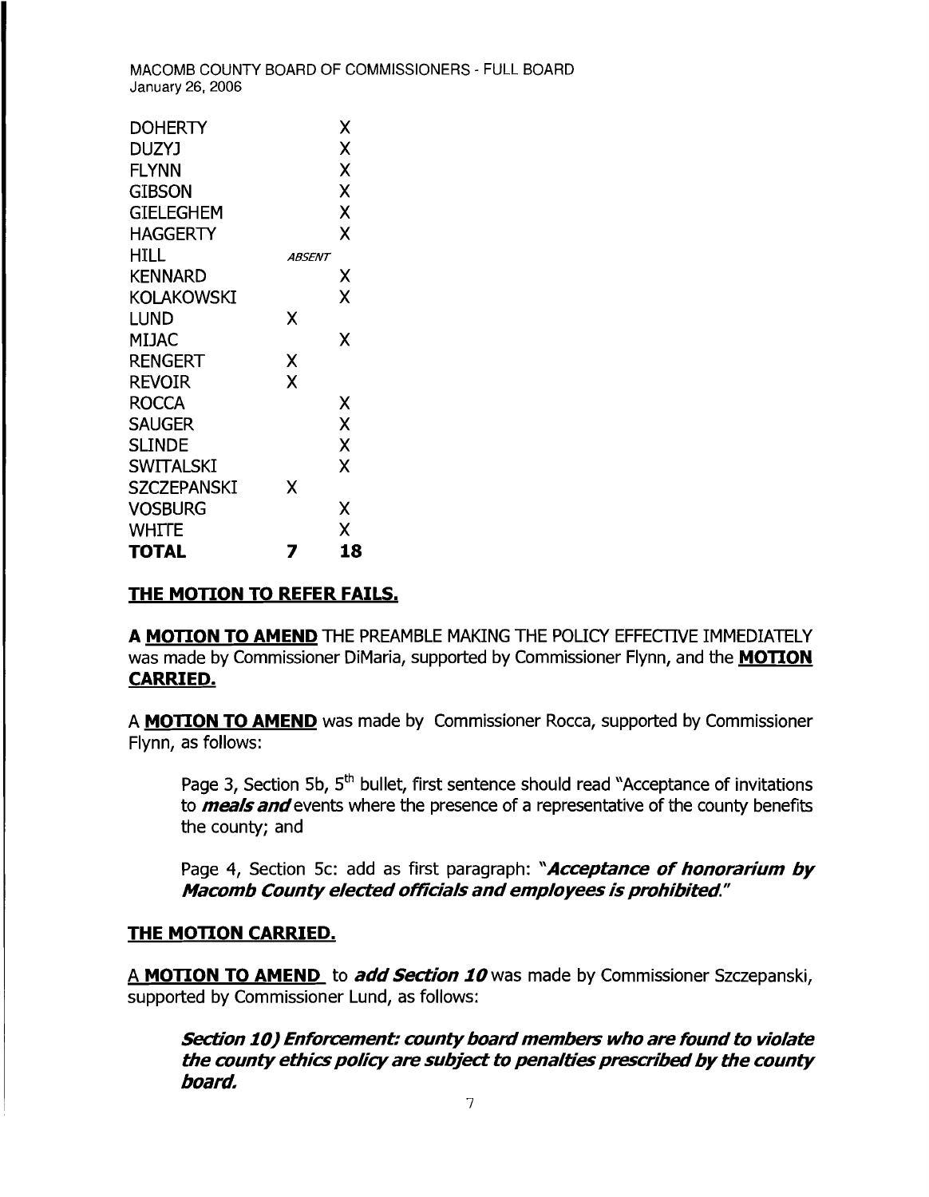| | | |
|---|---|---|
| DOHERTY | | X |
| DUZYJ | | X |
| FLYNN | | X |
| GIBSON | | X |
| GIELEGHEM | | X |
| HAGGERTY | | X |
| HILL | *ABSENT* | |
| KENNARD | | X |
| KOLAKOWSKI | | X |
| LUND | X | |
| MIJAC | | X |
| RENGERT | X | |
| REVOIR | X | |
| ROCCA | | X |
| SAUGER | | X |
| SLINDE | | X |
| SWITALSKI | | X |
| SZCZEPANSKI | X | |
| VOSBURG | | X |
| WHITE | | X |
| **TOTAL** | **7** | **18** |

**THE MOTION TO REFER FAILS.**

**A MOTION TO AMEND** THE PREAMBLE MAKING THE POLICY EFFECTIVE IMMEDIATELY was made by Commissioner DiMaria, supported by Commissioner Flynn, and the **MOTION CARRIED.**

A **MOTION TO AMEND** was made by Commissioner Rocca, supported by Commissioner Flynn, as follows:

> Page 3, Section 5b, 5th bullet, first sentence should read "Acceptance of invitations to ***meals and*** events where the presence of a representative of the county benefits the county; and
>
> Page 4, Section 5c: add as first paragraph: "***Acceptance of honorarium by Macomb County elected officials and employees is prohibited.***"

**THE MOTION CARRIED.**

A **MOTION TO AMEND** to ***add Section 10*** was made by Commissioner Szczepanski, supported by Commissioner Lund, as follows:

> ***Section 10) Enforcement: county board members who are found to violate the county ethics policy are subject to penalties prescribed by the county board.***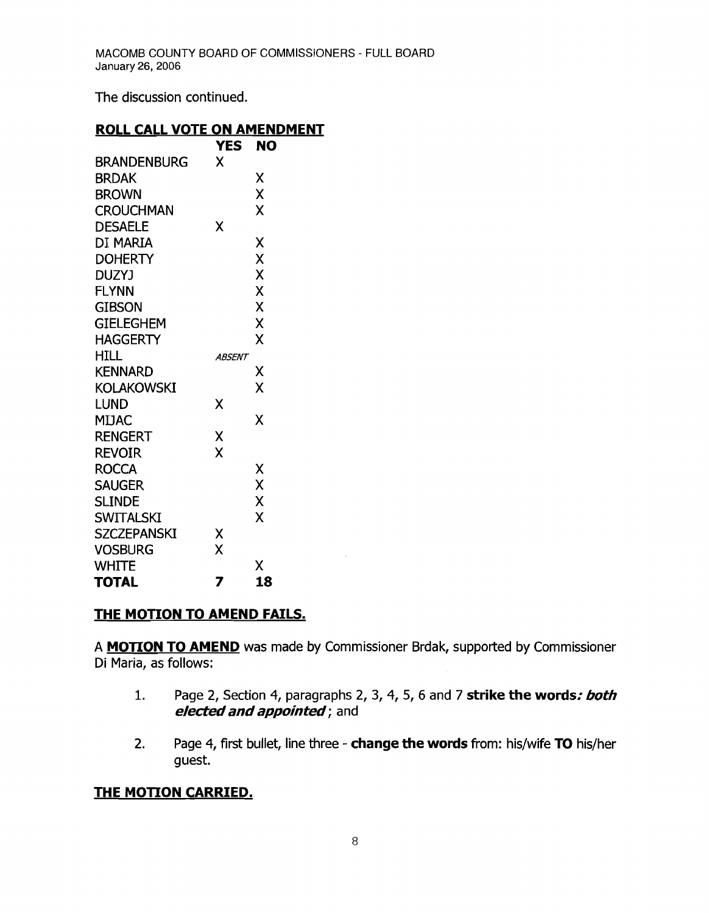The discussion continued.

**ROLL CALL VOTE ON AMENDMENT**

| | YES | NO |
|---|---|---|
| BRANDENBURG | X | |
| BRDAK | | X |
| BROWN | | X |
| CROUCHMAN | | X |
| DESAELE | X | |
| DI MARIA | | X |
| DOHERTY | | X |
| DUZYJ | | X |
| FLYNN | | X |
| GIBSON | | X |
| GIELEGHEM | | X |
| HAGGERTY | | X |
| HILL | *ABSENT* | |
| KENNARD | | X |
| KOLAKOWSKI | | X |
| LUND | X | |
| MIJAC | | X |
| RENGERT | X | |
| REVOIR | X | |
| ROCCA | | X |
| SAUGER | | X |
| SLINDE | | X |
| SWITALSKI | | X |
| SZCZEPANSKI | X | |
| VOSBURG | X | |
| WHITE | | X |
| **TOTAL** | **7** | **18** |

**THE MOTION TO AMEND FAILS.**

A **MOTION TO AMEND** was made by Commissioner Brdak, supported by Commissioner Di Maria, as follows:

1. Page 2, Section 4, paragraphs 2, 3, 4, 5, 6 and 7 **strike the words*: both elected and appointed***; and

2. Page 4, first bullet, line three - **change the words** from: his/wife **TO** his/her guest.

**THE MOTION CARRIED.**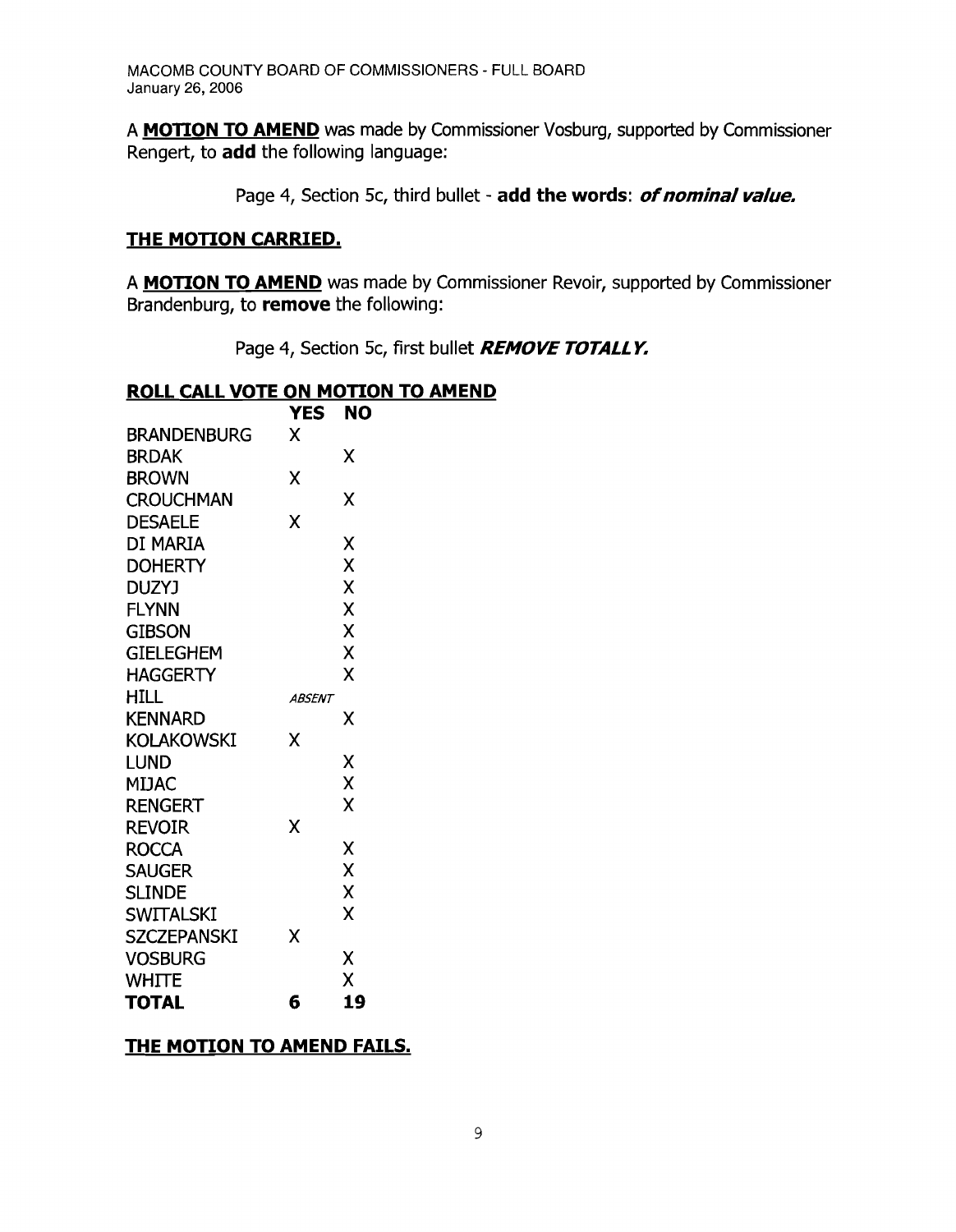A **MOTION TO AMEND** was made by Commissioner Vosburg, supported by Commissioner Rengert, to **add** the following language:

Page 4, Section 5c, third bullet - **add the words**: ***of nominal value.***

**THE MOTION CARRIED.**

A **MOTION TO AMEND** was made by Commissioner Revoir, supported by Commissioner Brandenburg, to **remove** the following:

Page 4, Section 5c, first bullet ***REMOVE TOTALLY.***

**ROLL CALL VOTE ON MOTION TO AMEND**

| | YES | NO |
|---|---|---|
| BRANDENBURG | X | |
| BRDAK | | X |
| BROWN | X | |
| CROUCHMAN | | X |
| DESAELE | X | |
| DI MARIA | | X |
| DOHERTY | | X |
| DUZYJ | | X |
| FLYNN | | X |
| GIBSON | | X |
| GIELEGHEM | | X |
| HAGGERTY | | X |
| HILL | *ABSENT* | |
| KENNARD | | X |
| KOLAKOWSKI | X | |
| LUND | | X |
| MIJAC | | X |
| RENGERT | | X |
| REVOIR | X | |
| ROCCA | | X |
| SAUGER | | X |
| SLINDE | | X |
| SWITALSKI | | X |
| SZCZEPANSKI | X | |
| VOSBURG | | X |
| WHITE | | X |
| **TOTAL** | **6** | **19** |

**THE MOTION TO AMEND FAILS.**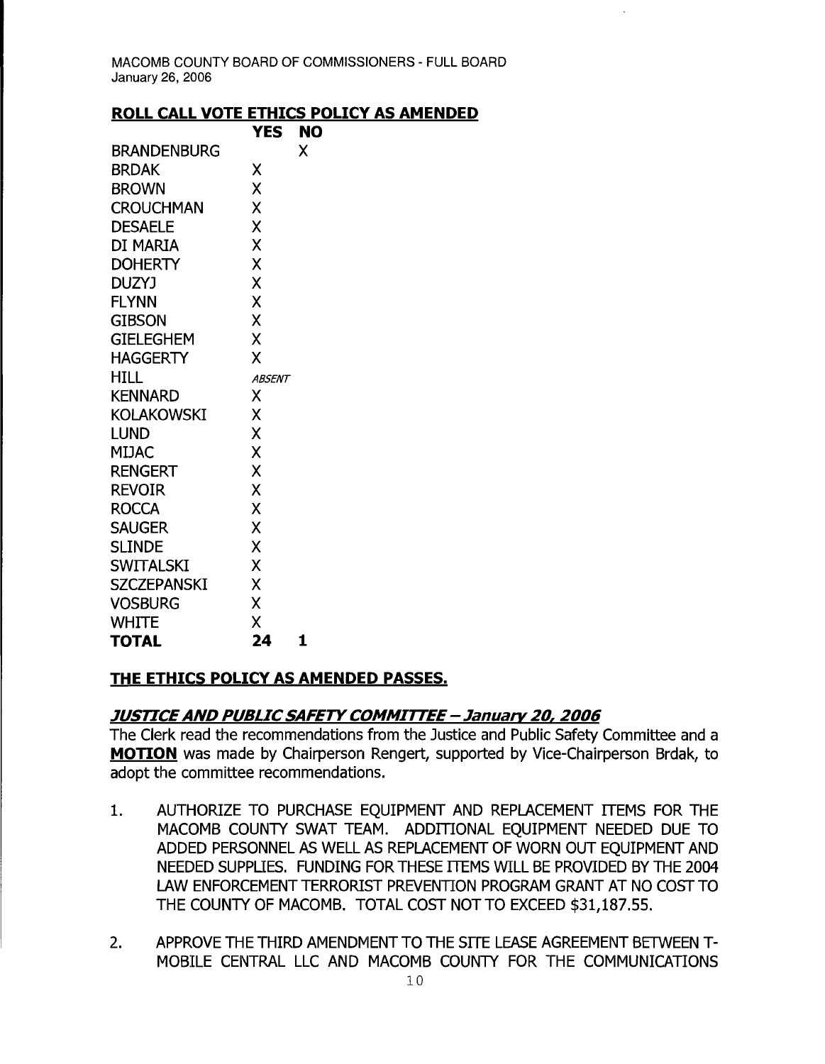**ROLL CALL VOTE ETHICS POLICY AS AMENDED**

| | YES | NO |
|---|---|---|
| BRANDENBURG | | X |
| BRDAK | X | |
| BROWN | X | |
| CROUCHMAN | X | |
| DESAELE | X | |
| DI MARIA | X | |
| DOHERTY | X | |
| DUZYJ | X | |
| FLYNN | X | |
| GIBSON | X | |
| GIELEGHEM | X | |
| HAGGERTY | X | |
| HILL | *ABSENT* | |
| KENNARD | X | |
| KOLAKOWSKI | X | |
| LUND | X | |
| MIJAC | X | |
| RENGERT | X | |
| REVOIR | X | |
| ROCCA | X | |
| SAUGER | X | |
| SLINDE | X | |
| SWITALSKI | X | |
| SZCZEPANSKI | X | |
| VOSBURG | X | |
| WHITE | X | |
| **TOTAL** | **24** | **1** |

**THE ETHICS POLICY AS AMENDED PASSES.**

***JUSTICE AND PUBLIC SAFETY COMMITTEE – January 20, 2006***

The Clerk read the recommendations from the Justice and Public Safety Committee and a **MOTION** was made by Chairperson Rengert, supported by Vice-Chairperson Brdak, to adopt the committee recommendations.

1. AUTHORIZE TO PURCHASE EQUIPMENT AND REPLACEMENT ITEMS FOR THE MACOMB COUNTY SWAT TEAM. ADDITIONAL EQUIPMENT NEEDED DUE TO ADDED PERSONNEL AS WELL AS REPLACEMENT OF WORN OUT EQUIPMENT AND NEEDED SUPPLIES. FUNDING FOR THESE ITEMS WILL BE PROVIDED BY THE 2004 LAW ENFORCEMENT TERRORIST PREVENTION PROGRAM GRANT AT NO COST TO THE COUNTY OF MACOMB. TOTAL COST NOT TO EXCEED $31,187.55.

2. APPROVE THE THIRD AMENDMENT TO THE SITE LEASE AGREEMENT BETWEEN T-MOBILE CENTRAL LLC AND MACOMB COUNTY FOR THE COMMUNICATIONS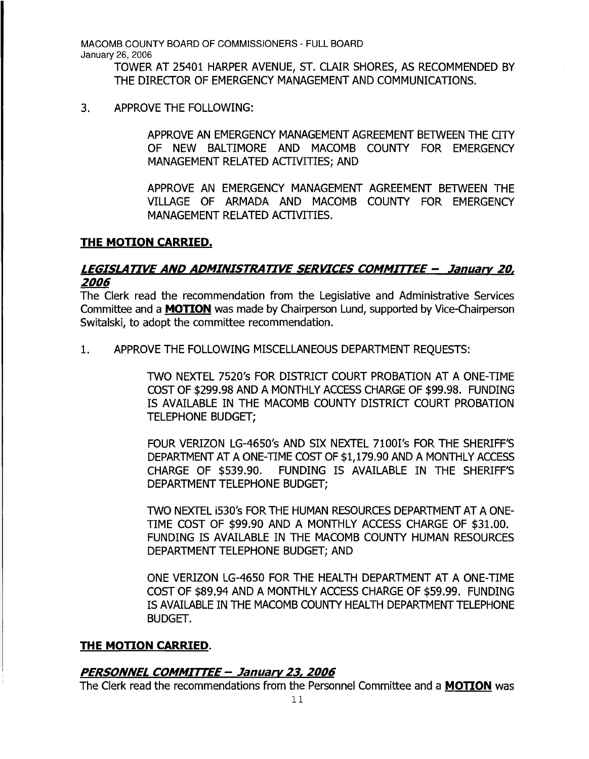TOWER AT 25401 HARPER AVENUE, ST. CLAIR SHORES, AS RECOMMENDED BY THE DIRECTOR OF EMERGENCY MANAGEMENT AND COMMUNICATIONS.

3. APPROVE THE FOLLOWING:

   APPROVE AN EMERGENCY MANAGEMENT AGREEMENT BETWEEN THE CITY OF NEW BALTIMORE AND MACOMB COUNTY FOR EMERGENCY MANAGEMENT RELATED ACTIVITIES; AND

   APPROVE AN EMERGENCY MANAGEMENT AGREEMENT BETWEEN THE VILLAGE OF ARMADA AND MACOMB COUNTY FOR EMERGENCY MANAGEMENT RELATED ACTIVITIES.

**THE MOTION CARRIED.**

## ***LEGISLATIVE AND ADMINISTRATIVE SERVICES COMMITTEE – January 20, 2006***

The Clerk read the recommendation from the Legislative and Administrative Services Committee and a **MOTION** was made by Chairperson Lund, supported by Vice-Chairperson Switalski, to adopt the committee recommendation.

1. APPROVE THE FOLLOWING MISCELLANEOUS DEPARTMENT REQUESTS:

   TWO NEXTEL 7520's FOR DISTRICT COURT PROBATION AT A ONE-TIME COST OF $299.98 AND A MONTHLY ACCESS CHARGE OF $99.98. FUNDING IS AVAILABLE IN THE MACOMB COUNTY DISTRICT COURT PROBATION TELEPHONE BUDGET;

   FOUR VERIZON LG-4650's AND SIX NEXTEL 7100I's FOR THE SHERIFF'S DEPARTMENT AT A ONE-TIME COST OF $1,179.90 AND A MONTHLY ACCESS CHARGE OF $539.90. FUNDING IS AVAILABLE IN THE SHERIFF'S DEPARTMENT TELEPHONE BUDGET;

   TWO NEXTEL i530's FOR THE HUMAN RESOURCES DEPARTMENT AT A ONE-TIME COST OF $99.90 AND A MONTHLY ACCESS CHARGE OF $31.00. FUNDING IS AVAILABLE IN THE MACOMB COUNTY HUMAN RESOURCES DEPARTMENT TELEPHONE BUDGET; AND

   ONE VERIZON LG-4650 FOR THE HEALTH DEPARTMENT AT A ONE-TIME COST OF $89.94 AND A MONTHLY ACCESS CHARGE OF $59.99. FUNDING IS AVAILABLE IN THE MACOMB COUNTY HEALTH DEPARTMENT TELEPHONE BUDGET.

**THE MOTION CARRIED.**

## ***PERSONNEL COMMITTEE – January 23, 2006***

The Clerk read the recommendations from the Personnel Committee and a **MOTION** was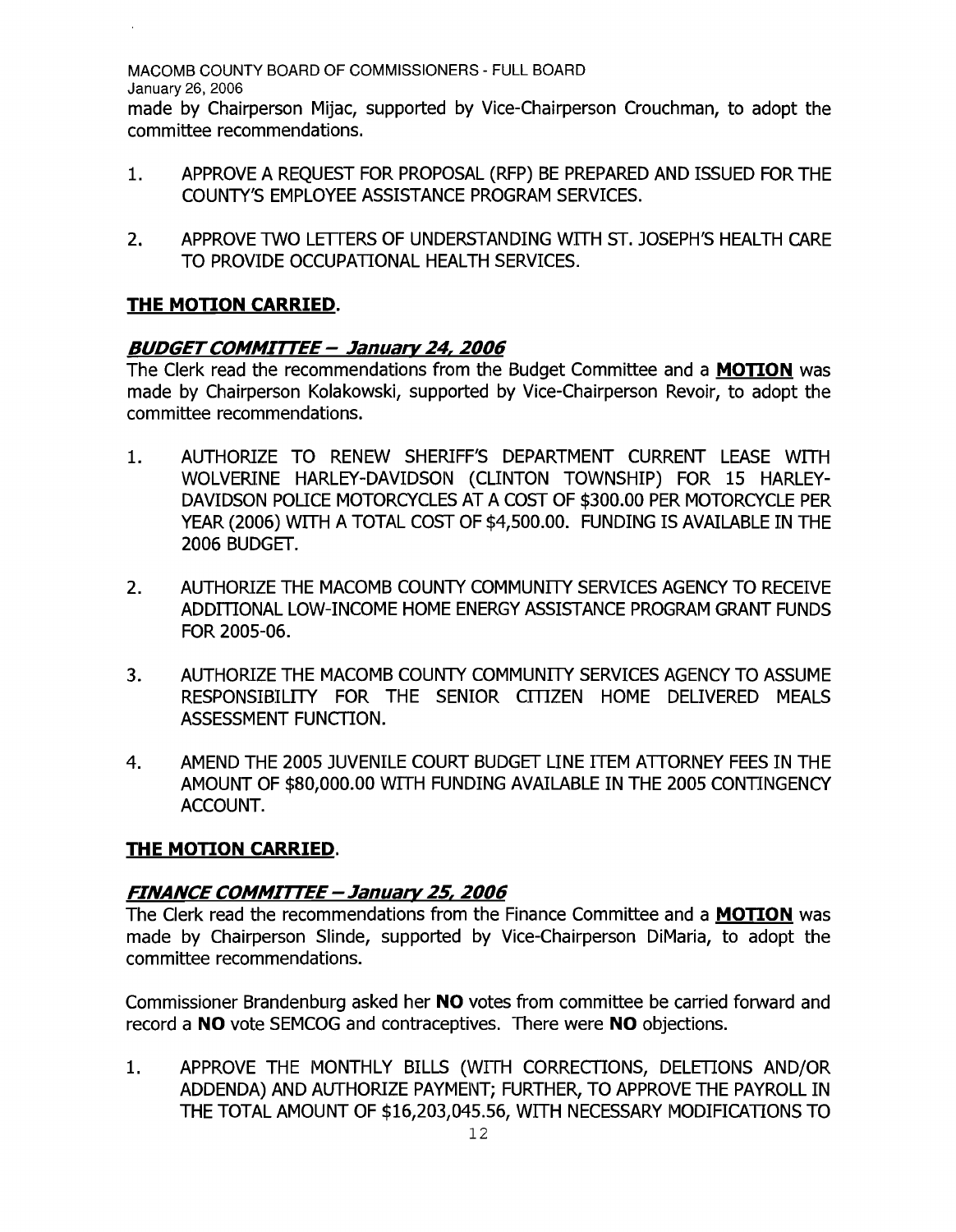made by Chairperson Mijac, supported by Vice-Chairperson Crouchman, to adopt the committee recommendations.

1. APPROVE A REQUEST FOR PROPOSAL (RFP) BE PREPARED AND ISSUED FOR THE COUNTY'S EMPLOYEE ASSISTANCE PROGRAM SERVICES.

2. APPROVE TWO LETTERS OF UNDERSTANDING WITH ST. JOSEPH'S HEALTH CARE TO PROVIDE OCCUPATIONAL HEALTH SERVICES.

**THE MOTION CARRIED.**

***BUDGET COMMITTEE – January 24, 2006***

The Clerk read the recommendations from the Budget Committee and a **MOTION** was made by Chairperson Kolakowski, supported by Vice-Chairperson Revoir, to adopt the committee recommendations.

1. AUTHORIZE TO RENEW SHERIFF'S DEPARTMENT CURRENT LEASE WITH WOLVERINE HARLEY-DAVIDSON (CLINTON TOWNSHIP) FOR 15 HARLEY-DAVIDSON POLICE MOTORCYCLES AT A COST OF $300.00 PER MOTORCYCLE PER YEAR (2006) WITH A TOTAL COST OF $4,500.00. FUNDING IS AVAILABLE IN THE 2006 BUDGET.

2. AUTHORIZE THE MACOMB COUNTY COMMUNITY SERVICES AGENCY TO RECEIVE ADDITIONAL LOW-INCOME HOME ENERGY ASSISTANCE PROGRAM GRANT FUNDS FOR 2005-06.

3. AUTHORIZE THE MACOMB COUNTY COMMUNITY SERVICES AGENCY TO ASSUME RESPONSIBILITY FOR THE SENIOR CITIZEN HOME DELIVERED MEALS ASSESSMENT FUNCTION.

4. AMEND THE 2005 JUVENILE COURT BUDGET LINE ITEM ATTORNEY FEES IN THE AMOUNT OF $80,000.00 WITH FUNDING AVAILABLE IN THE 2005 CONTINGENCY ACCOUNT.

**THE MOTION CARRIED.**

***FINANCE COMMITTEE – January 25, 2006***

The Clerk read the recommendations from the Finance Committee and a **MOTION** was made by Chairperson Slinde, supported by Vice-Chairperson DiMaria, to adopt the committee recommendations.

Commissioner Brandenburg asked her **NO** votes from committee be carried forward and record a **NO** vote SEMCOG and contraceptives. There were **NO** objections.

1. APPROVE THE MONTHLY BILLS (WITH CORRECTIONS, DELETIONS AND/OR ADDENDA) AND AUTHORIZE PAYMENT; FURTHER, TO APPROVE THE PAYROLL IN THE TOTAL AMOUNT OF $16,203,045.56, WITH NECESSARY MODIFICATIONS TO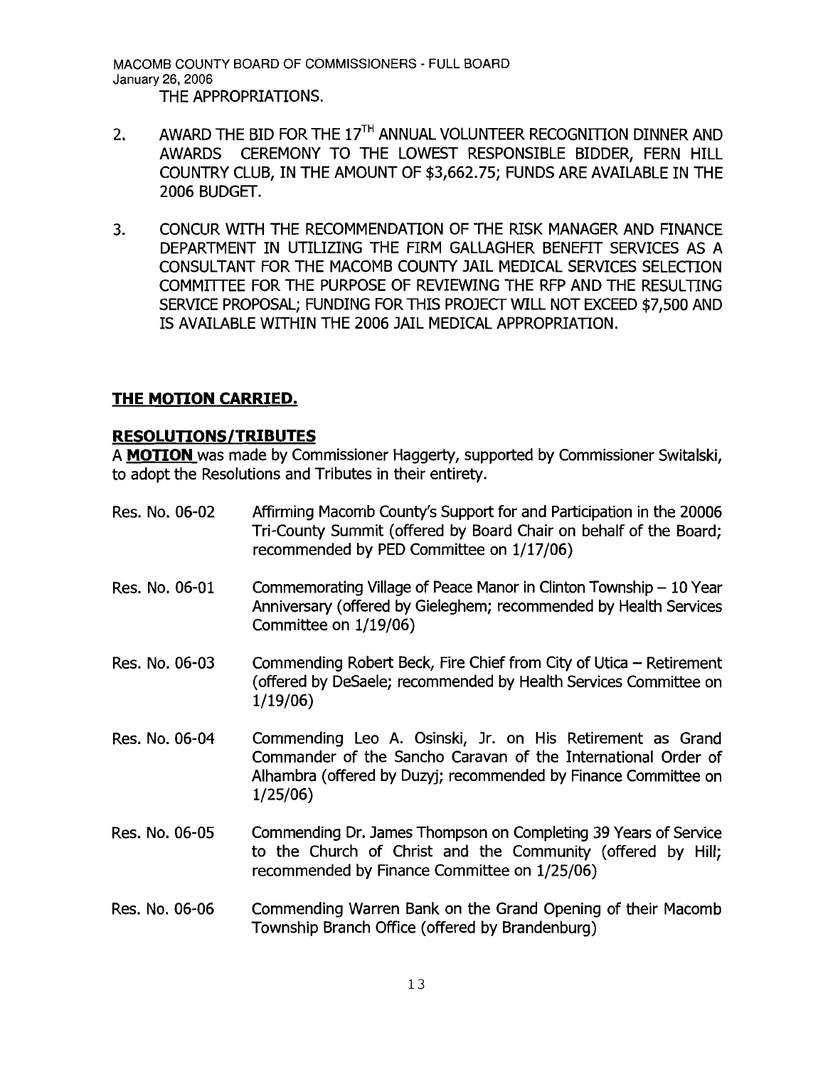THE APPROPRIATIONS.

2. AWARD THE BID FOR THE 17TH ANNUAL VOLUNTEER RECOGNITION DINNER AND AWARDS CEREMONY TO THE LOWEST RESPONSIBLE BIDDER, FERN HILL COUNTRY CLUB, IN THE AMOUNT OF $3,662.75; FUNDS ARE AVAILABLE IN THE 2006 BUDGET.

3. CONCUR WITH THE RECOMMENDATION OF THE RISK MANAGER AND FINANCE DEPARTMENT IN UTILIZING THE FIRM GALLAGHER BENEFIT SERVICES AS A CONSULTANT FOR THE MACOMB COUNTY JAIL MEDICAL SERVICES SELECTION COMMITTEE FOR THE PURPOSE OF REVIEWING THE RFP AND THE RESULTING SERVICE PROPOSAL; FUNDING FOR THIS PROJECT WILL NOT EXCEED $7,500 AND IS AVAILABLE WITHIN THE 2006 JAIL MEDICAL APPROPRIATION.

**THE MOTION CARRIED.**

**RESOLUTIONS/TRIBUTES**

A **MOTION** was made by Commissioner Haggerty, supported by Commissioner Switalski, to adopt the Resolutions and Tributes in their entirety.

Res. No. 06-02 Affirming Macomb County's Support for and Participation in the 20006 Tri-County Summit (offered by Board Chair on behalf of the Board; recommended by PED Committee on 1/17/06)

Res. No. 06-01 Commemorating Village of Peace Manor in Clinton Township – 10 Year Anniversary (offered by Gieleghem; recommended by Health Services Committee on 1/19/06)

Res. No. 06-03 Commending Robert Beck, Fire Chief from City of Utica – Retirement (offered by DeSaele; recommended by Health Services Committee on 1/19/06)

Res. No. 06-04 Commending Leo A. Osinski, Jr. on His Retirement as Grand Commander of the Sancho Caravan of the International Order of Alhambra (offered by Duzyj; recommended by Finance Committee on 1/25/06)

Res. No. 06-05 Commending Dr. James Thompson on Completing 39 Years of Service to the Church of Christ and the Community (offered by Hill; recommended by Finance Committee on 1/25/06)

Res. No. 06-06 Commending Warren Bank on the Grand Opening of their Macomb Township Branch Office (offered by Brandenburg)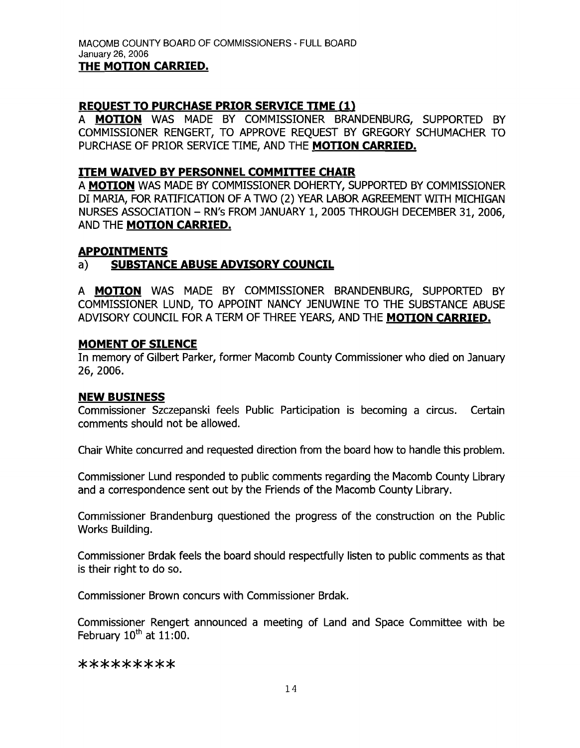**THE MOTION CARRIED.**

## REQUEST TO PURCHASE PRIOR SERVICE TIME (1)

A **MOTION** WAS MADE BY COMMISSIONER BRANDENBURG, SUPPORTED BY COMMISSIONER RENGERT, TO APPROVE REQUEST BY GREGORY SCHUMACHER TO PURCHASE OF PRIOR SERVICE TIME, AND THE **MOTION CARRIED.**

## ITEM WAIVED BY PERSONNEL COMMITTEE CHAIR

A **MOTION** WAS MADE BY COMMISSIONER DOHERTY, SUPPORTED BY COMMISSIONER DI MARIA, FOR RATIFICATION OF A TWO (2) YEAR LABOR AGREEMENT WITH MICHIGAN NURSES ASSOCIATION – RN's FROM JANUARY 1, 2005 THROUGH DECEMBER 31, 2006, AND THE **MOTION CARRIED.**

## APPOINTMENTS

### a) SUBSTANCE ABUSE ADVISORY COUNCIL

A **MOTION** WAS MADE BY COMMISSIONER BRANDENBURG, SUPPORTED BY COMMISSIONER LUND, TO APPOINT NANCY JENUWINE TO THE SUBSTANCE ABUSE ADVISORY COUNCIL FOR A TERM OF THREE YEARS, AND THE **MOTION CARRIED.**

## MOMENT OF SILENCE

In memory of Gilbert Parker, former Macomb County Commissioner who died on January 26, 2006.

## NEW BUSINESS

Commissioner Szczepanski feels Public Participation is becoming a circus. Certain comments should not be allowed.

Chair White concurred and requested direction from the board how to handle this problem.

Commissioner Lund responded to public comments regarding the Macomb County Library and a correspondence sent out by the Friends of the Macomb County Library.

Commissioner Brandenburg questioned the progress of the construction on the Public Works Building.

Commissioner Brdak feels the board should respectfully listen to public comments as that is their right to do so.

Commissioner Brown concurs with Commissioner Brdak.

Commissioner Rengert announced a meeting of Land and Space Committee with be February 10th at 11:00.

*********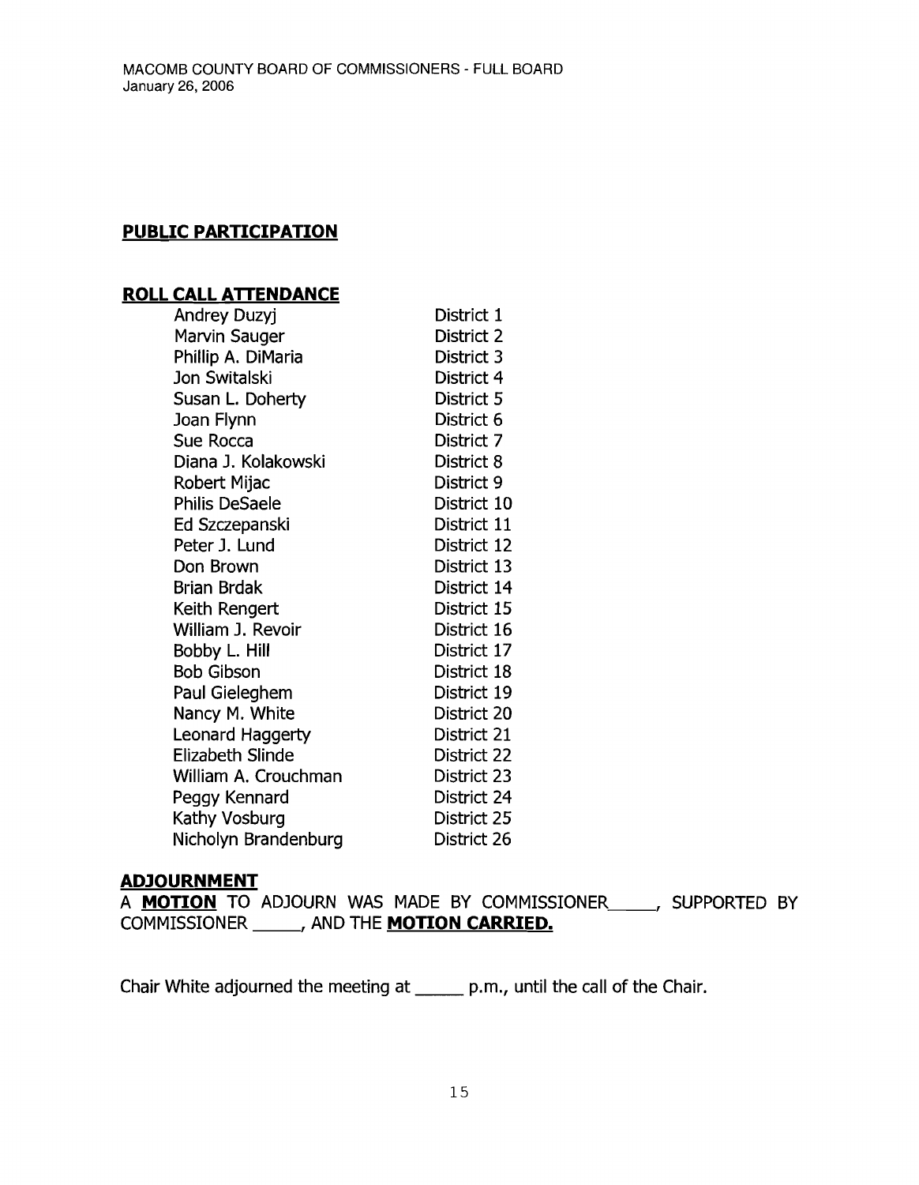**PUBLIC PARTICIPATION**

**ROLL CALL ATTENDANCE**

| | |
|---|---|
| Andrey Duzyj | District 1 |
| Marvin Sauger | District 2 |
| Phillip A. DiMaria | District 3 |
| Jon Switalski | District 4 |
| Susan L. Doherty | District 5 |
| Joan Flynn | District 6 |
| Sue Rocca | District 7 |
| Diana J. Kolakowski | District 8 |
| Robert Mijac | District 9 |
| Philis DeSaele | District 10 |
| Ed Szczepanski | District 11 |
| Peter J. Lund | District 12 |
| Don Brown | District 13 |
| Brian Brdak | District 14 |
| Keith Rengert | District 15 |
| William J. Revoir | District 16 |
| Bobby L. Hill | District 17 |
| Bob Gibson | District 18 |
| Paul Gieleghem | District 19 |
| Nancy M. White | District 20 |
| Leonard Haggerty | District 21 |
| Elizabeth Slinde | District 22 |
| William A. Crouchman | District 23 |
| Peggy Kennard | District 24 |
| Kathy Vosburg | District 25 |
| Nicholyn Brandenburg | District 26 |

**ADJOURNMENT**

A **MOTION** TO ADJOURN WAS MADE BY COMMISSIONER_____, SUPPORTED BY COMMISSIONER _____, AND THE **MOTION CARRIED.**

Chair White adjourned the meeting at _____ p.m., until the call of the Chair.